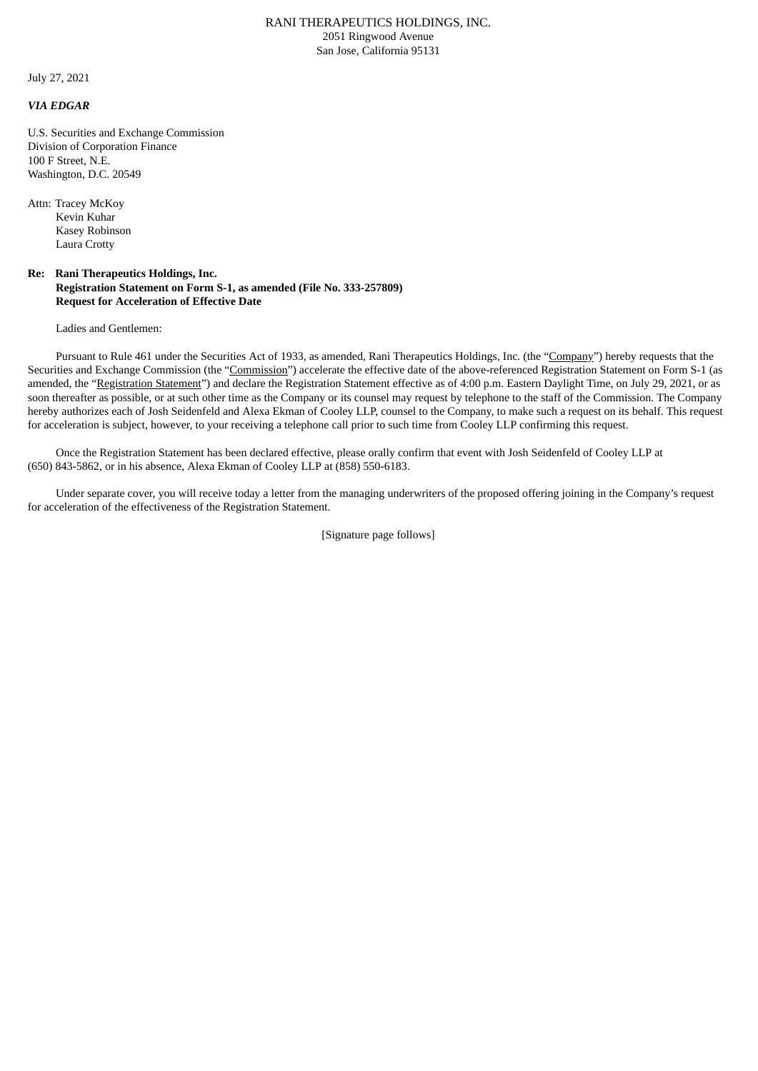RANI THERAPEUTICS HOLDINGS, INC.
2051 Ringwood Avenue
San Jose, California 95131

July 27, 2021

***VIA EDGAR***

U.S. Securities and Exchange Commission
Division of Corporation Finance
100 F Street, N.E.
Washington, D.C. 20549

Attn: Tracey McKoy
Kevin Kuhar
Kasey Robinson
Laura Crotty

**Re: Rani Therapeutics Holdings, Inc.**
**Registration Statement on Form S-1, as amended (File No. 333-257809)**
**Request for Acceleration of Effective Date**

Ladies and Gentlemen:

Pursuant to Rule 461 under the Securities Act of 1933, as amended, Rani Therapeutics Holdings, Inc. (the "Company") hereby requests that the Securities and Exchange Commission (the "Commission") accelerate the effective date of the above-referenced Registration Statement on Form S-1 (as amended, the "Registration Statement") and declare the Registration Statement effective as of 4:00 p.m. Eastern Daylight Time, on July 29, 2021, or as soon thereafter as possible, or at such other time as the Company or its counsel may request by telephone to the staff of the Commission. The Company hereby authorizes each of Josh Seidenfeld and Alexa Ekman of Cooley LLP, counsel to the Company, to make such a request on its behalf. This request for acceleration is subject, however, to your receiving a telephone call prior to such time from Cooley LLP confirming this request.

Once the Registration Statement has been declared effective, please orally confirm that event with Josh Seidenfeld of Cooley LLP at (650) 843-5862, or in his absence, Alexa Ekman of Cooley LLP at (858) 550-6183.

Under separate cover, you will receive today a letter from the managing underwriters of the proposed offering joining in the Company's request for acceleration of the effectiveness of the Registration Statement.

[Signature page follows]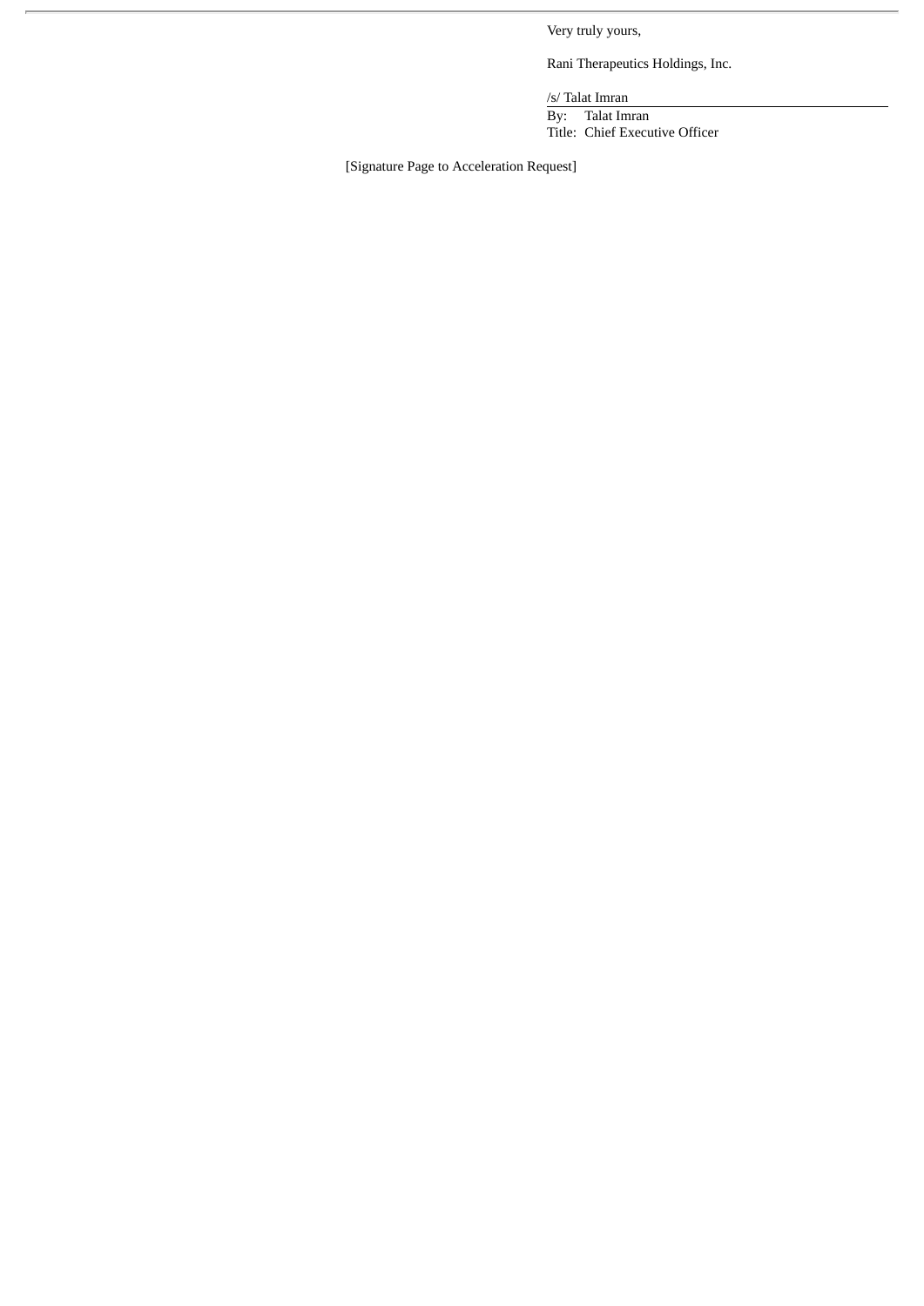Very truly yours,

Rani Therapeutics Holdings, Inc.

/s/ Talat Imran

By: Talat Imran

Title: Chief Executive Officer

[Signature Page to Acceleration Request]